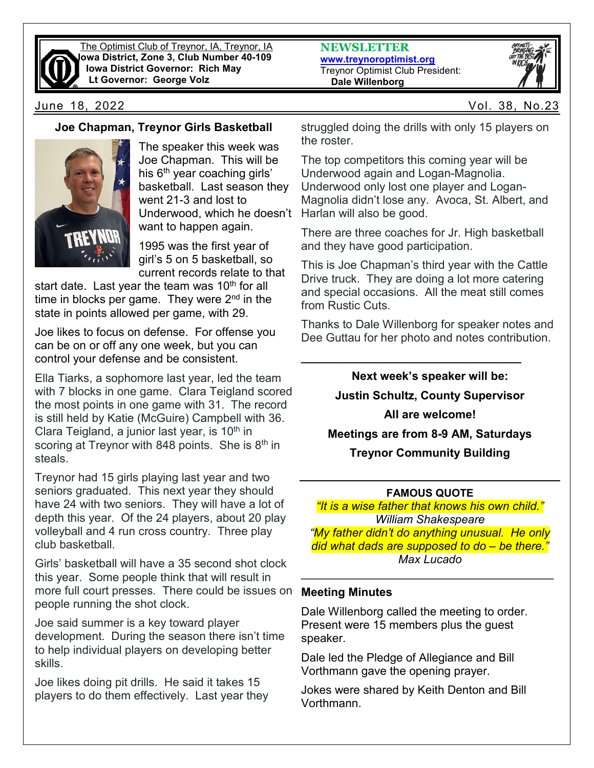The Optimist Club of Treynor, IA, Treynor, IA
**Iowa District, Zone 3, Club Number 40-109**
**Iowa District Governor: Rich May**
**Lt Governor: George Volz**

**NEWSLETTER**
**www.treynoroptimist.org**
Treynor Optimist Club President:
**Dale Willenborg**

June 18, 2022 Vol. 38, No.23

## Joe Chapman, Treynor Girls Basketball

The speaker this week was Joe Chapman. This will be his 6th year coaching girls' basketball. Last season they went 21-3 and lost to Underwood, which he doesn't want to happen again.

1995 was the first year of girl's 5 on 5 basketball, so current records relate to that start date. Last year the team was 10th for all time in blocks per game. They were 2nd in the state in points allowed per game, with 29.

Joe likes to focus on defense. For offense you can be on or off any one week, but you can control your defense and be consistent.

Ella Tiarks, a sophomore last year, led the team with 7 blocks in one game. Clara Teigland scored the most points in one game with 31. The record is still held by Katie (McGuire) Campbell with 36. Clara Teigland, a junior last year, is 10th in scoring at Treynor with 848 points. She is 8th in steals.

Treynor had 15 girls playing last year and two seniors graduated. This next year they should have 24 with two seniors. They will have a lot of depth this year. Of the 24 players, about 20 play volleyball and 4 run cross country. Three play club basketball.

Girls' basketball will have a 35 second shot clock this year. Some people think that will result in more full court presses. There could be issues on people running the shot clock.

Joe said summer is a key toward player development. During the season there isn't time to help individual players on developing better skills.

Joe likes doing pit drills. He said it takes 15 players to do them effectively. Last year they struggled doing the drills with only 15 players on the roster.

The top competitors this coming year will be Underwood again and Logan-Magnolia. Underwood only lost one player and Logan-Magnolia didn't lose any. Avoca, St. Albert, and Harlan will also be good.

There are three coaches for Jr. High basketball and they have good participation.

This is Joe Chapman's third year with the Cattle Drive truck. They are doing a lot more catering and special occasions. All the meat still comes from Rustic Cuts.

Thanks to Dale Willenborg for speaker notes and Dee Guttau for her photo and notes contribution.

---

**Next week's speaker will be:**

**Justin Schultz, County Supervisor**

**All are welcome!**

**Meetings are from 8-9 AM, Saturdays**

**Treynor Community Building**

---

**FAMOUS QUOTE**

*"It is a wise father that knows his own child."*
*William Shakespeare*

*"My father didn't do anything unusual. He only did what dads are supposed to do – be there."*
*Max Lucado*

---

### Meeting Minutes

Dale Willenborg called the meeting to order. Present were 15 members plus the guest speaker.

Dale led the Pledge of Allegiance and Bill Vorthmann gave the opening prayer.

Jokes were shared by Keith Denton and Bill Vorthmann.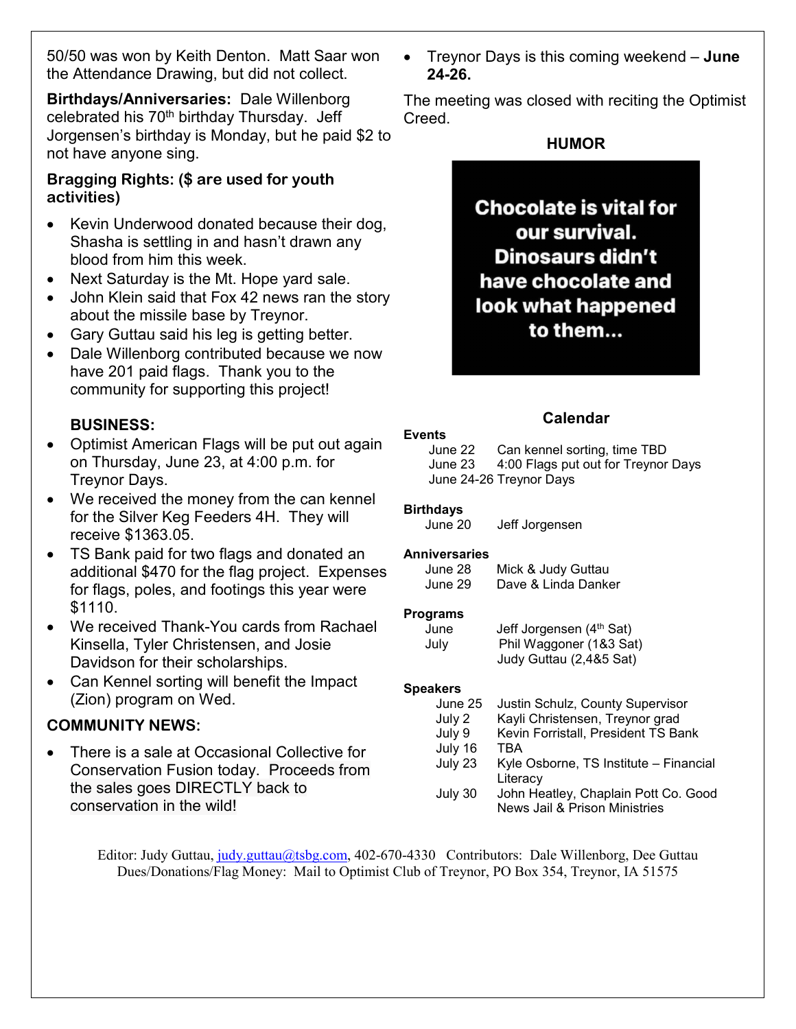50/50 was won by Keith Denton. Matt Saar won the Attendance Drawing, but did not collect.

**Birthdays/Anniversaries:** Dale Willenborg celebrated his 70th birthday Thursday. Jeff Jorgensen's birthday is Monday, but he paid $2 to not have anyone sing.

**Bragging Rights: ($ are used for youth activities)**

- Kevin Underwood donated because their dog, Shasha is settling in and hasn't drawn any blood from him this week.
- Next Saturday is the Mt. Hope yard sale.
- John Klein said that Fox 42 news ran the story about the missile base by Treynor.
- Gary Guttau said his leg is getting better.
- Dale Willenborg contributed because we now have 201 paid flags. Thank you to the community for supporting this project!

**BUSINESS:**

- Optimist American Flags will be put out again on Thursday, June 23, at 4:00 p.m. for Treynor Days.
- We received the money from the can kennel for the Silver Keg Feeders 4H. They will receive $1363.05.
- TS Bank paid for two flags and donated an additional $470 for the flag project. Expenses for flags, poles, and footings this year were $1110.
- We received Thank-You cards from Rachael Kinsella, Tyler Christensen, and Josie Davidson for their scholarships.
- Can Kennel sorting will benefit the Impact (Zion) program on Wed.

**COMMUNITY NEWS:**

- There is a sale at Occasional Collective for Conservation Fusion today. Proceeds from the sales goes DIRECTLY back to conservation in the wild!
- Treynor Days is this coming weekend – **June 24-26.**

The meeting was closed with reciting the Optimist Creed.

**HUMOR**

Chocolate is vital for our survival. Dinosaurs didn't have chocolate and look what happened to them...

**Calendar**

**Events**

| | |
|---|---|
| June 22 | Can kennel sorting, time TBD |
| June 23 | 4:00 Flags put out for Treynor Days |
| June 24-26 | Treynor Days |

**Birthdays**

| | |
|---|---|
| June 20 | Jeff Jorgensen |

**Anniversaries**

| | |
|---|---|
| June 28 | Mick & Judy Guttau |
| June 29 | Dave & Linda Danker |

**Programs**

| | |
|---|---|
| June | Jeff Jorgensen (4th Sat) |
| July | Phil Waggoner (1&3 Sat) |
| | Judy Guttau (2,4&5 Sat) |

**Speakers**

| | |
|---|---|
| June 25 | Justin Schulz, County Supervisor |
| July 2 | Kayli Christensen, Treynor grad |
| July 9 | Kevin Forristall, President TS Bank |
| July 16 | TBA |
| July 23 | Kyle Osborne, TS Institute – Financial Literacy |
| July 30 | John Heatley, Chaplain Pott Co. Good News Jail & Prison Ministries |

Editor: Judy Guttau, judy.guttau@tsbg.com, 402-670-4330 Contributors: Dale Willenborg, Dee Guttau
Dues/Donations/Flag Money: Mail to Optimist Club of Treynor, PO Box 354, Treynor, IA 51575